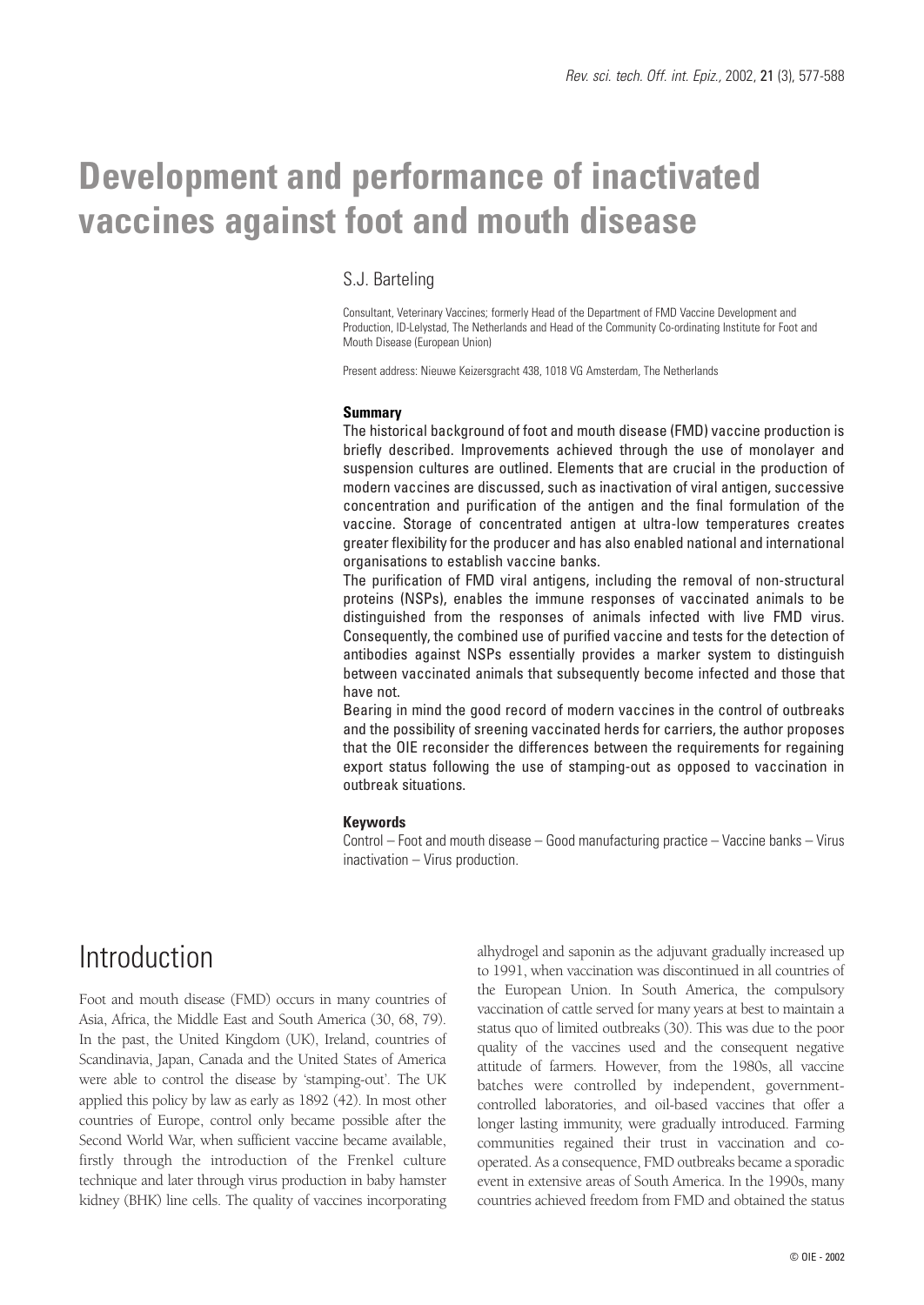# Development and performance of inactivated vaccines against foot and mouth disease

S.J. Barteling

Consultant, Veterinary Vaccines; formerly Head of the Department of FMD Vaccine Development and Production, ID-Lelystad, The Netherlands and Head of the Community Co-ordinating Institute for Foot and Mouth Disease (European Union)

Present address: Nieuwe Keizersgracht 438, 1018 VG Amsterdam, The Netherlands

#### Summary

The historical background of foot and mouth disease (FMD) vaccine production is briefly described. Improvements achieved through the use of monolayer and suspension cultures are outlined. Elements that are crucial in the production of modern vaccines are discussed, such as inactivation of viral antigen, successive concentration and purification of the antigen and the final formulation of the vaccine. Storage of concentrated antigen at ultra-low temperatures creates greater flexibility for the producer and has also enabled national and international organisations to establish vaccine banks.

The purification of FMD viral antigens, including the removal of non-structural proteins (NSPs), enables the immune responses of vaccinated animals to be distinguished from the responses of animals infected with live FMD virus. Consequently, the combined use of purified vaccine and tests for the detection of antibodies against NSPs essentially provides a marker system to distinguish between vaccinated animals that subsequently become infected and those that have not.

Bearing in mind the good record of modern vaccines in the control of outbreaks and the possibility of sreening vaccinated herds for carriers, the author proposes that the OIE reconsider the differences between the requirements for regaining export status following the use of stamping-out as opposed to vaccination in outbreak situations.

#### Keywords

Control – Foot and mouth disease – Good manufacturing practice – Vaccine banks – Virus inactivation – Virus production.

## Introduction

Foot and mouth disease (FMD) occurs in many countries of Asia, Africa, the Middle East and South America (30, 68, 79). In the past, the United Kingdom (UK), Ireland, countries of Scandinavia, Japan, Canada and the United States of America were able to control the disease by 'stamping-out'. The UK applied this policy by law as early as 1892 (42). In most other countries of Europe, control only became possible after the Second World War, when sufficient vaccine became available, firstly through the introduction of the Frenkel culture technique and later through virus production in baby hamster kidney (BHK) line cells. The quality of vaccines incorporating alhydrogel and saponin as the adjuvant gradually increased up to 1991, when vaccination was discontinued in all countries of the European Union. In South America, the compulsory vaccination of cattle served for many years at best to maintain a status quo of limited outbreaks (30). This was due to the poor quality of the vaccines used and the consequent negative attitude of farmers. However, from the 1980s, all vaccine batches were controlled by independent, government-controlled laboratories, and oil-based vaccines that offer a longer lasting immunity, were gradually introduced. Farming communities regained their trust in vaccination and co-operated. As a consequence, FMD outbreaks became a sporadic event in extensive areas of South America. In the 1990s, many countries achieved freedom from FMD and obtained the status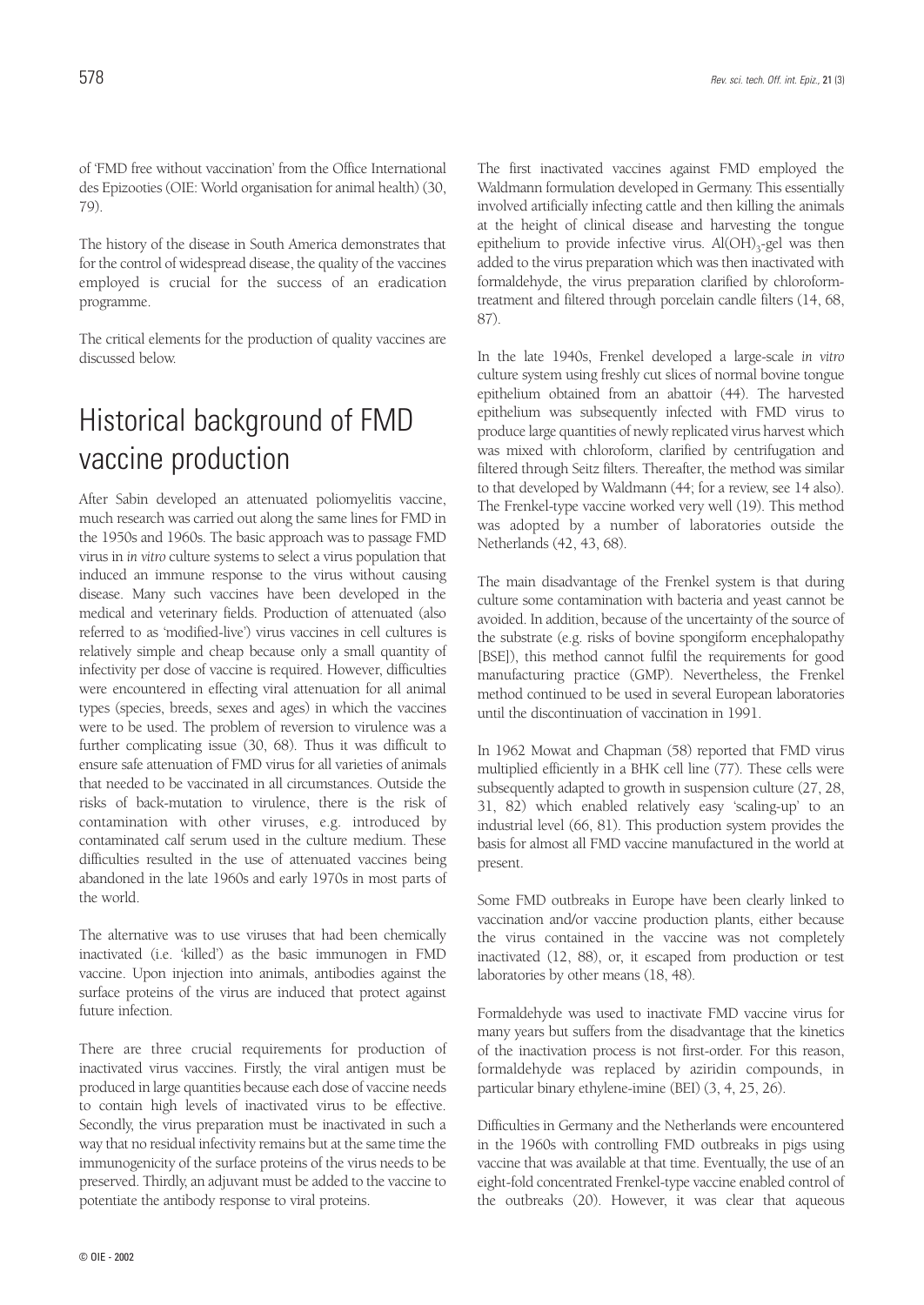of 'FMD free without vaccination' from the Office International des Epizooties (OIE: World organisation for animal health) (30, 79).

The history of the disease in South America demonstrates that for the control of widespread disease, the quality of the vaccines employed is crucial for the success of an eradication programme.

The critical elements for the production of quality vaccines are discussed below.

# Historical background of FMD vaccine production

After Sabin developed an attenuated poliomyelitis vaccine, much research was carried out along the same lines for FMD in the 1950s and 1960s. The basic approach was to passage FMD virus in *in vitro* culture systems to select a virus population that induced an immune response to the virus without causing disease. Many such vaccines have been developed in the medical and veterinary fields. Production of attenuated (also referred to as 'modified-live') virus vaccines in cell cultures is relatively simple and cheap because only a small quantity of infectivity per dose of vaccine is required. However, difficulties were encountered in effecting viral attenuation for all animal types (species, breeds, sexes and ages) in which the vaccines were to be used. The problem of reversion to virulence was a further complicating issue (30, 68). Thus it was difficult to ensure safe attenuation of FMD virus for all varieties of animals that needed to be vaccinated in all circumstances. Outside the risks of back-mutation to virulence, there is the risk of contamination with other viruses, e.g. introduced by contaminated calf serum used in the culture medium. These difficulties resulted in the use of attenuated vaccines being abandoned in the late 1960s and early 1970s in most parts of the world.

The alternative was to use viruses that had been chemically inactivated (i.e. 'killed') as the basic immunogen in FMD vaccine. Upon injection into animals, antibodies against the surface proteins of the virus are induced that protect against future infection.

There are three crucial requirements for production of inactivated virus vaccines. Firstly, the viral antigen must be produced in large quantities because each dose of vaccine needs to contain high levels of inactivated virus to be effective. Secondly, the virus preparation must be inactivated in such a way that no residual infectivity remains but at the same time the immunogenicity of the surface proteins of the virus needs to be preserved. Thirdly, an adjuvant must be added to the vaccine to potentiate the antibody response to viral proteins.

The first inactivated vaccines against FMD employed the Waldmann formulation developed in Germany. This essentially involved artificially infecting cattle and then killing the animals at the height of clinical disease and harvesting the tongue epithelium to provide infective virus. $Al(OH)_3$-gel was then added to the virus preparation which was then inactivated with formaldehyde, the virus preparation clarified by chloroform-treatment and filtered through porcelain candle filters (14, 68, 87).

In the late 1940s, Frenkel developed a large-scale *in vitro* culture system using freshly cut slices of normal bovine tongue epithelium obtained from an abattoir (44). The harvested epithelium was subsequently infected with FMD virus to produce large quantities of newly replicated virus harvest which was mixed with chloroform, clarified by centrifugation and filtered through Seitz filters. Thereafter, the method was similar to that developed by Waldmann (44; for a review, see 14 also). The Frenkel-type vaccine worked very well (19). This method was adopted by a number of laboratories outside the Netherlands (42, 43, 68).

The main disadvantage of the Frenkel system is that during culture some contamination with bacteria and yeast cannot be avoided. In addition, because of the uncertainty of the source of the substrate (e.g. risks of bovine spongiform encephalopathy [BSE]), this method cannot fulfil the requirements for good manufacturing practice (GMP). Nevertheless, the Frenkel method continued to be used in several European laboratories until the discontinuation of vaccination in 1991.

In 1962 Mowat and Chapman (58) reported that FMD virus multiplied efficiently in a BHK cell line (77). These cells were subsequently adapted to growth in suspension culture (27, 28, 31, 82) which enabled relatively easy 'scaling-up' to an industrial level (66, 81). This production system provides the basis for almost all FMD vaccine manufactured in the world at present.

Some FMD outbreaks in Europe have been clearly linked to vaccination and/or vaccine production plants, either because the virus contained in the vaccine was not completely inactivated (12, 88), or, it escaped from production or test laboratories by other means (18, 48).

Formaldehyde was used to inactivate FMD vaccine virus for many years but suffers from the disadvantage that the kinetics of the inactivation process is not first-order. For this reason, formaldehyde was replaced by aziridin compounds, in particular binary ethylene-imine (BEI) (3, 4, 25, 26).

Difficulties in Germany and the Netherlands were encountered in the 1960s with controlling FMD outbreaks in pigs using vaccine that was available at that time. Eventually, the use of an eight-fold concentrated Frenkel-type vaccine enabled control of the outbreaks (20). However, it was clear that aqueous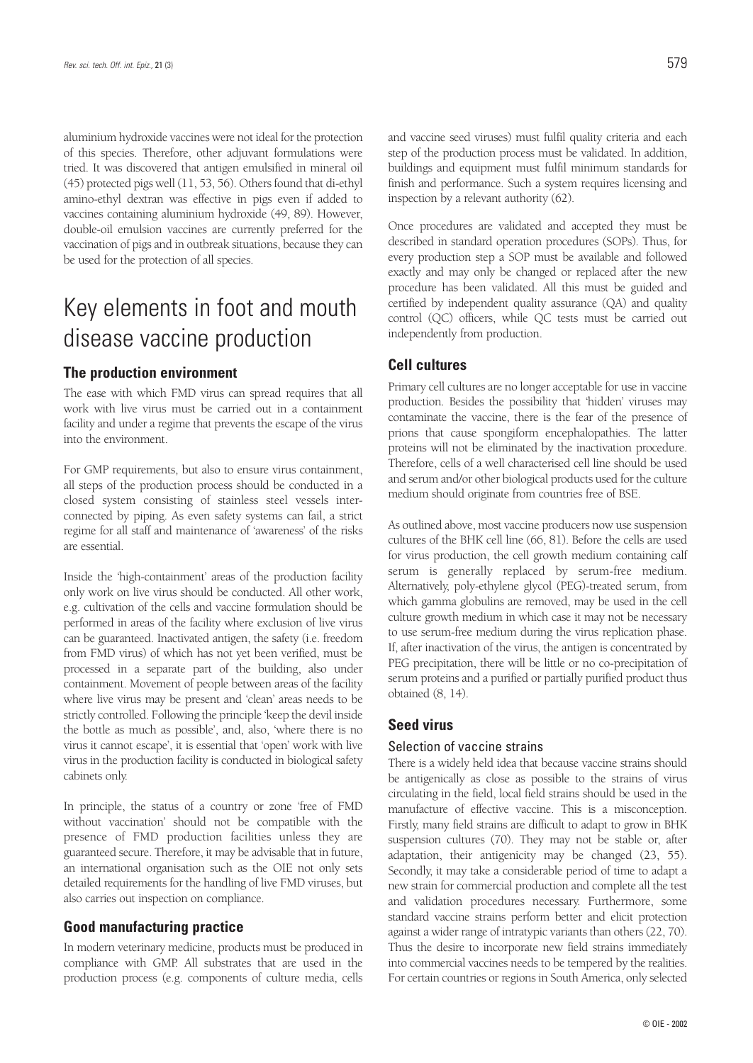aluminium hydroxide vaccines were not ideal for the protection of this species. Therefore, other adjuvant formulations were tried. It was discovered that antigen emulsified in mineral oil (45) protected pigs well (11, 53, 56). Others found that di-ethyl amino-ethyl dextran was effective in pigs even if added to vaccines containing aluminium hydroxide (49, 89). However, double-oil emulsion vaccines are currently preferred for the vaccination of pigs and in outbreak situations, because they can be used for the protection of all species.

# Key elements in foot and mouth disease vaccine production

## The production environment

The ease with which FMD virus can spread requires that all work with live virus must be carried out in a containment facility and under a regime that prevents the escape of the virus into the environment.

For GMP requirements, but also to ensure virus containment, all steps of the production process should be conducted in a closed system consisting of stainless steel vessels interconnected by piping. As even safety systems can fail, a strict regime for all staff and maintenance of 'awareness' of the risks are essential.

Inside the 'high-containment' areas of the production facility only work on live virus should be conducted. All other work, e.g. cultivation of the cells and vaccine formulation should be performed in areas of the facility where exclusion of live virus can be guaranteed. Inactivated antigen, the safety (i.e. freedom from FMD virus) of which has not yet been verified, must be processed in a separate part of the building, also under containment. Movement of people between areas of the facility where live virus may be present and 'clean' areas needs to be strictly controlled. Following the principle 'keep the devil inside the bottle as much as possible', and, also, 'where there is no virus it cannot escape', it is essential that 'open' work with live virus in the production facility is conducted in biological safety cabinets only.

In principle, the status of a country or zone 'free of FMD without vaccination' should not be compatible with the presence of FMD production facilities unless they are guaranteed secure. Therefore, it may be advisable that in future, an international organisation such as the OIE not only sets detailed requirements for the handling of live FMD viruses, but also carries out inspection on compliance.

## Good manufacturing practice

In modern veterinary medicine, products must be produced in compliance with GMP. All substrates that are used in the production process (e.g. components of culture media, cells and vaccine seed viruses) must fulfil quality criteria and each step of the production process must be validated. In addition, buildings and equipment must fulfil minimum standards for finish and performance. Such a system requires licensing and inspection by a relevant authority (62).

Once procedures are validated and accepted they must be described in standard operation procedures (SOPs). Thus, for every production step a SOP must be available and followed exactly and may only be changed or replaced after the new procedure has been validated. All this must be guided and certified by independent quality assurance (QA) and quality control (QC) officers, while QC tests must be carried out independently from production.

## Cell cultures

Primary cell cultures are no longer acceptable for use in vaccine production. Besides the possibility that 'hidden' viruses may contaminate the vaccine, there is the fear of the presence of prions that cause spongiform encephalopathies. The latter proteins will not be eliminated by the inactivation procedure. Therefore, cells of a well characterised cell line should be used and serum and/or other biological products used for the culture medium should originate from countries free of BSE.

As outlined above, most vaccine producers now use suspension cultures of the BHK cell line (66, 81). Before the cells are used for virus production, the cell growth medium containing calf serum is generally replaced by serum-free medium. Alternatively, poly-ethylene glycol (PEG)-treated serum, from which gamma globulins are removed, may be used in the cell culture growth medium in which case it may not be necessary to use serum-free medium during the virus replication phase. If, after inactivation of the virus, the antigen is concentrated by PEG precipitation, there will be little or no co-precipitation of serum proteins and a purified or partially purified product thus obtained (8, 14).

## Seed virus

### Selection of vaccine strains

There is a widely held idea that because vaccine strains should be antigenically as close as possible to the strains of virus circulating in the field, local field strains should be used in the manufacture of effective vaccine. This is a misconception. Firstly, many field strains are difficult to adapt to grow in BHK suspension cultures (70). They may not be stable or, after adaptation, their antigenicity may be changed (23, 55). Secondly, it may take a considerable period of time to adapt a new strain for commercial production and complete all the test and validation procedures necessary. Furthermore, some standard vaccine strains perform better and elicit protection against a wider range of intratypic variants than others (22, 70). Thus the desire to incorporate new field strains immediately into commercial vaccines needs to be tempered by the realities. For certain countries or regions in South America, only selected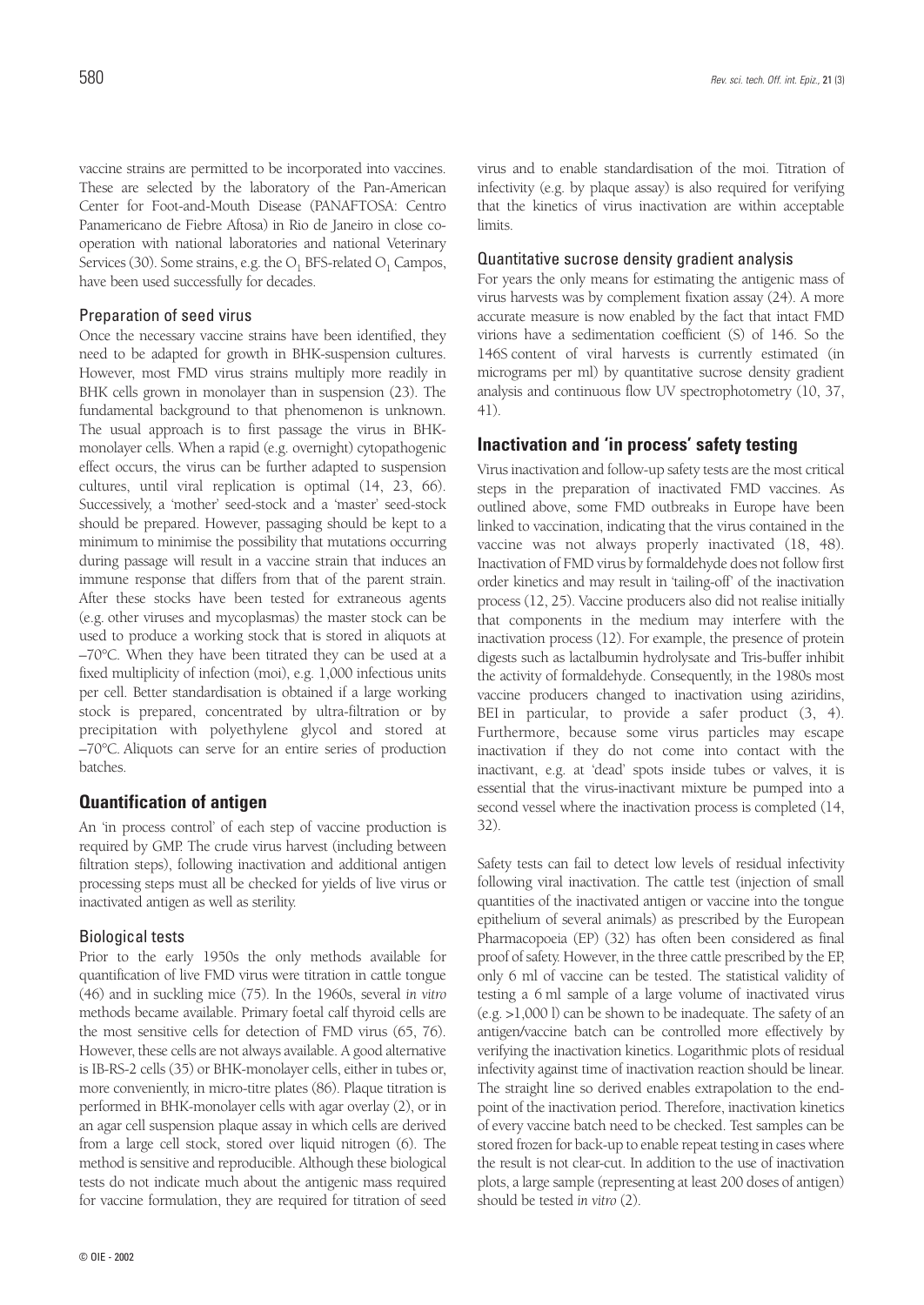vaccine strains are permitted to be incorporated into vaccines. These are selected by the laboratory of the Pan-American Center for Foot-and-Mouth Disease (PANAFTOSA: Centro Panamericano de Fiebre Aftosa) in Rio de Janeiro in close co-operation with national laboratories and national Veterinary Services (30). Some strains, e.g. the $O_1$ BFS-related $O_1$ Campos, have been used successfully for decades.

### Preparation of seed virus

Once the necessary vaccine strains have been identified, they need to be adapted for growth in BHK-suspension cultures. However, most FMD virus strains multiply more readily in BHK cells grown in monolayer than in suspension (23). The fundamental background to that phenomenon is unknown. The usual approach is to first passage the virus in BHK-monolayer cells. When a rapid (e.g. overnight) cytopathogenic effect occurs, the virus can be further adapted to suspension cultures, until viral replication is optimal (14, 23, 66). Successively, a 'mother' seed-stock and a 'master' seed-stock should be prepared. However, passaging should be kept to a minimum to minimise the possibility that mutations occurring during passage will result in a vaccine strain that induces an immune response that differs from that of the parent strain. After these stocks have been tested for extraneous agents (e.g. other viruses and mycoplasmas) the master stock can be used to produce a working stock that is stored in aliquots at –70°C. When they have been titrated they can be used at a fixed multiplicity of infection (moi), e.g. 1,000 infectious units per cell. Better standardisation is obtained if a large working stock is prepared, concentrated by ultra-filtration or by precipitation with polyethylene glycol and stored at –70°C. Aliquots can serve for an entire series of production batches.

## Quantification of antigen

An 'in process control' of each step of vaccine production is required by GMP. The crude virus harvest (including between filtration steps), following inactivation and additional antigen processing steps must all be checked for yields of live virus or inactivated antigen as well as sterility.

### Biological tests

Prior to the early 1950s the only methods available for quantification of live FMD virus were titration in cattle tongue (46) and in suckling mice (75). In the 1960s, several *in vitro* methods became available. Primary foetal calf thyroid cells are the most sensitive cells for detection of FMD virus (65, 76). However, these cells are not always available. A good alternative is IB-RS-2 cells (35) or BHK-monolayer cells, either in tubes or, more conveniently, in micro-titre plates (86). Plaque titration is performed in BHK-monolayer cells with agar overlay (2), or in an agar cell suspension plaque assay in which cells are derived from a large cell stock, stored over liquid nitrogen (6). The method is sensitive and reproducible. Although these biological tests do not indicate much about the antigenic mass required for vaccine formulation, they are required for titration of seed virus and to enable standardisation of the moi. Titration of infectivity (e.g. by plaque assay) is also required for verifying that the kinetics of virus inactivation are within acceptable limits.

### Quantitative sucrose density gradient analysis

For years the only means for estimating the antigenic mass of virus harvests was by complement fixation assay (24). A more accurate measure is now enabled by the fact that intact FMD virions have a sedimentation coefficient (S) of 146. So the 146S content of viral harvests is currently estimated (in micrograms per ml) by quantitative sucrose density gradient analysis and continuous flow UV spectrophotometry (10, 37, 41).

## Inactivation and 'in process' safety testing

Virus inactivation and follow-up safety tests are the most critical steps in the preparation of inactivated FMD vaccines. As outlined above, some FMD outbreaks in Europe have been linked to vaccination, indicating that the virus contained in the vaccine was not always properly inactivated (18, 48). Inactivation of FMD virus by formaldehyde does not follow first order kinetics and may result in 'tailing-off' of the inactivation process (12, 25). Vaccine producers also did not realise initially that components in the medium may interfere with the inactivation process (12). For example, the presence of protein digests such as lactalbumin hydrolysate and Tris-buffer inhibit the activity of formaldehyde. Consequently, in the 1980s most vaccine producers changed to inactivation using aziridins, BEI in particular, to provide a safer product (3, 4). Furthermore, because some virus particles may escape inactivation if they do not come into contact with the inactivant, e.g. at 'dead' spots inside tubes or valves, it is essential that the virus-inactivant mixture be pumped into a second vessel where the inactivation process is completed (14, 32).

Safety tests can fail to detect low levels of residual infectivity following viral inactivation. The cattle test (injection of small quantities of the inactivated antigen or vaccine into the tongue epithelium of several animals) as prescribed by the European Pharmacopoeia (EP) (32) has often been considered as final proof of safety. However, in the three cattle prescribed by the EP, only 6 ml of vaccine can be tested. The statistical validity of testing a 6 ml sample of a large volume of inactivated virus (e.g. >1,000 l) can be shown to be inadequate. The safety of an antigen/vaccine batch can be controlled more effectively by verifying the inactivation kinetics. Logarithmic plots of residual infectivity against time of inactivation reaction should be linear. The straight line so derived enables extrapolation to the end-point of the inactivation period. Therefore, inactivation kinetics of every vaccine batch need to be checked. Test samples can be stored frozen for back-up to enable repeat testing in cases where the result is not clear-cut. In addition to the use of inactivation plots, a large sample (representing at least 200 doses of antigen) should be tested *in vitro* (2).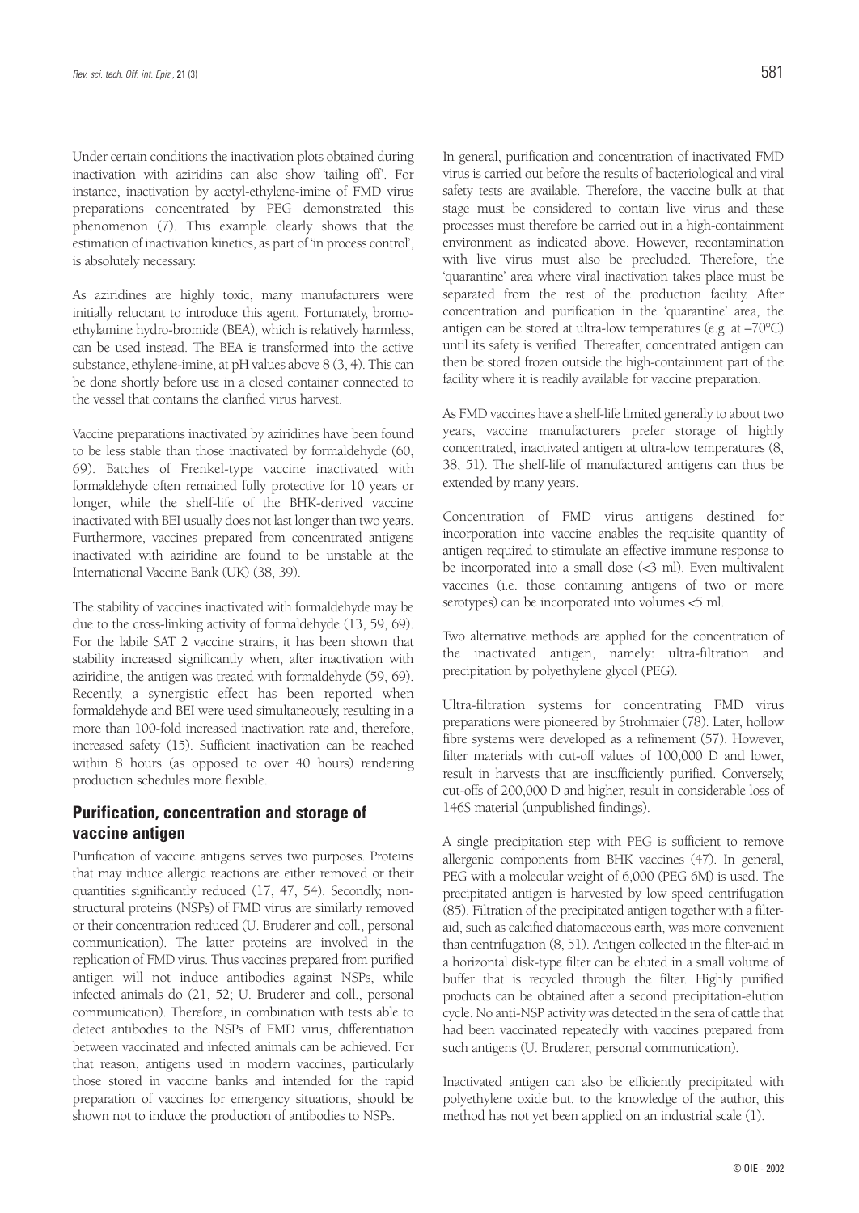Under certain conditions the inactivation plots obtained during inactivation with aziridins can also show 'tailing off'. For instance, inactivation by acetyl-ethylene-imine of FMD virus preparations concentrated by PEG demonstrated this phenomenon (7). This example clearly shows that the estimation of inactivation kinetics, as part of 'in process control', is absolutely necessary.

As aziridines are highly toxic, many manufacturers were initially reluctant to introduce this agent. Fortunately, bromo-ethylamine hydro-bromide (BEA), which is relatively harmless, can be used instead. The BEA is transformed into the active substance, ethylene-imine, at pH values above 8 (3, 4). This can be done shortly before use in a closed container connected to the vessel that contains the clarified virus harvest.

Vaccine preparations inactivated by aziridines have been found to be less stable than those inactivated by formaldehyde (60, 69). Batches of Frenkel-type vaccine inactivated with formaldehyde often remained fully protective for 10 years or longer, while the shelf-life of the BHK-derived vaccine inactivated with BEI usually does not last longer than two years. Furthermore, vaccines prepared from concentrated antigens inactivated with aziridine are found to be unstable at the International Vaccine Bank (UK) (38, 39).

The stability of vaccines inactivated with formaldehyde may be due to the cross-linking activity of formaldehyde (13, 59, 69). For the labile SAT 2 vaccine strains, it has been shown that stability increased significantly when, after inactivation with aziridine, the antigen was treated with formaldehyde (59, 69). Recently, a synergistic effect has been reported when formaldehyde and BEI were used simultaneously, resulting in a more than 100-fold increased inactivation rate and, therefore, increased safety (15). Sufficient inactivation can be reached within 8 hours (as opposed to over 40 hours) rendering production schedules more flexible.

## Purification, concentration and storage of vaccine antigen

Purification of vaccine antigens serves two purposes. Proteins that may induce allergic reactions are either removed or their quantities significantly reduced (17, 47, 54). Secondly, non-structural proteins (NSPs) of FMD virus are similarly removed or their concentration reduced (U. Bruderer and coll., personal communication). The latter proteins are involved in the replication of FMD virus. Thus vaccines prepared from purified antigen will not induce antibodies against NSPs, while infected animals do (21, 52; U. Bruderer and coll., personal communication). Therefore, in combination with tests able to detect antibodies to the NSPs of FMD virus, differentiation between vaccinated and infected animals can be achieved. For that reason, antigens used in modern vaccines, particularly those stored in vaccine banks and intended for the rapid preparation of vaccines for emergency situations, should be shown not to induce the production of antibodies to NSPs.

In general, purification and concentration of inactivated FMD virus is carried out before the results of bacteriological and viral safety tests are available. Therefore, the vaccine bulk at that stage must be considered to contain live virus and these processes must therefore be carried out in a high-containment environment as indicated above. However, recontamination with live virus must also be precluded. Therefore, the 'quarantine' area where viral inactivation takes place must be separated from the rest of the production facility. After concentration and purification in the 'quarantine' area, the antigen can be stored at ultra-low temperatures (e.g. at –70°C) until its safety is verified. Thereafter, concentrated antigen can then be stored frozen outside the high-containment part of the facility where it is readily available for vaccine preparation.

As FMD vaccines have a shelf-life limited generally to about two years, vaccine manufacturers prefer storage of highly concentrated, inactivated antigen at ultra-low temperatures (8, 38, 51). The shelf-life of manufactured antigens can thus be extended by many years.

Concentration of FMD virus antigens destined for incorporation into vaccine enables the requisite quantity of antigen required to stimulate an effective immune response to be incorporated into a small dose (<3 ml). Even multivalent vaccines (i.e. those containing antigens of two or more serotypes) can be incorporated into volumes <5 ml.

Two alternative methods are applied for the concentration of the inactivated antigen, namely: ultra-filtration and precipitation by polyethylene glycol (PEG).

Ultra-filtration systems for concentrating FMD virus preparations were pioneered by Strohmaier (78). Later, hollow fibre systems were developed as a refinement (57). However, filter materials with cut-off values of 100,000 D and lower, result in harvests that are insufficiently purified. Conversely, cut-offs of 200,000 D and higher, result in considerable loss of 146S material (unpublished findings).

A single precipitation step with PEG is sufficient to remove allergenic components from BHK vaccines (47). In general, PEG with a molecular weight of 6,000 (PEG 6M) is used. The precipitated antigen is harvested by low speed centrifugation (85). Filtration of the precipitated antigen together with a filter-aid, such as calcified diatomaceous earth, was more convenient than centrifugation (8, 51). Antigen collected in the filter-aid in a horizontal disk-type filter can be eluted in a small volume of buffer that is recycled through the filter. Highly purified products can be obtained after a second precipitation-elution cycle. No anti-NSP activity was detected in the sera of cattle that had been vaccinated repeatedly with vaccines prepared from such antigens (U. Bruderer, personal communication).

Inactivated antigen can also be efficiently precipitated with polyethylene oxide but, to the knowledge of the author, this method has not yet been applied on an industrial scale (1).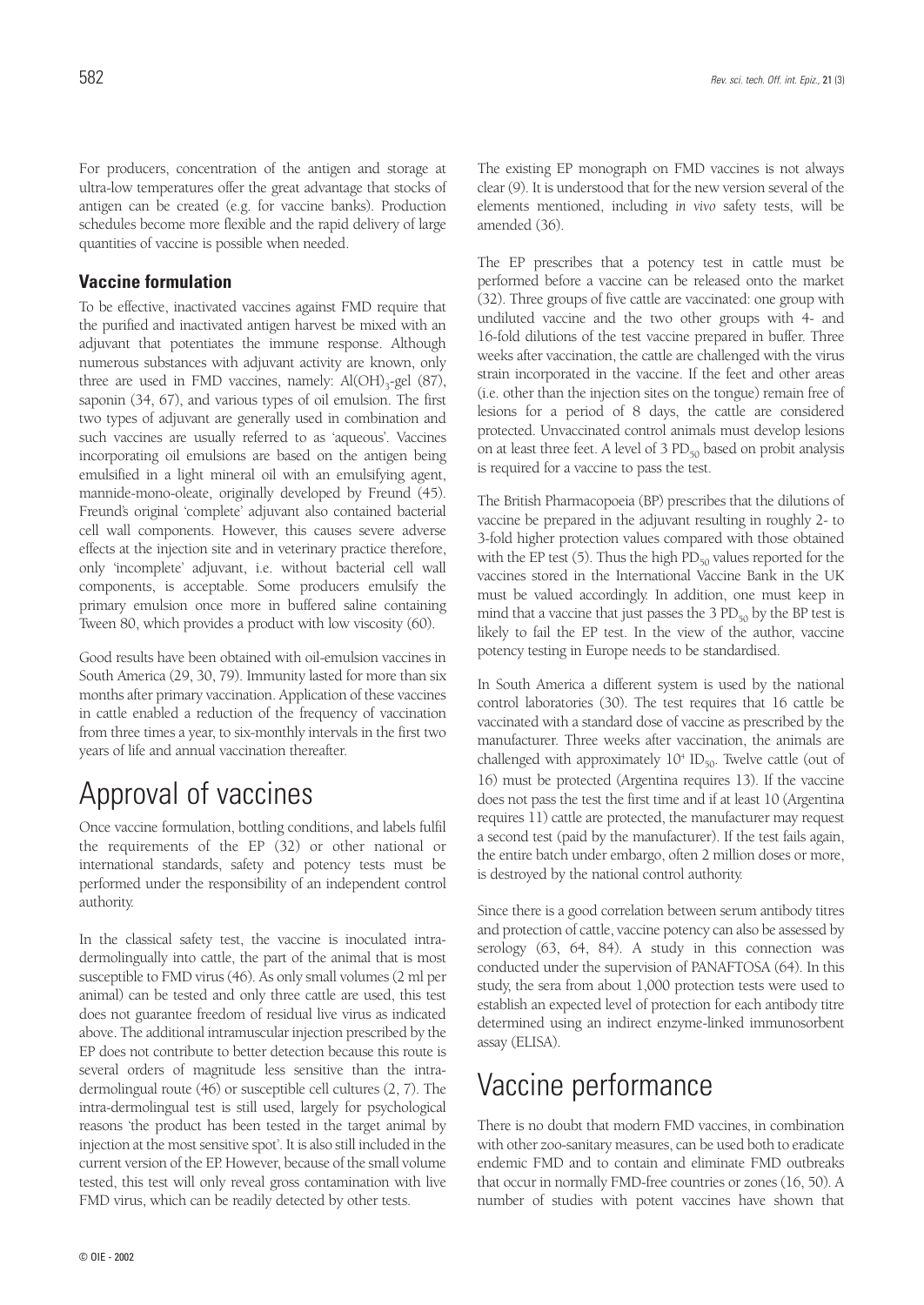For producers, concentration of the antigen and storage at ultra-low temperatures offer the great advantage that stocks of antigen can be created (e.g. for vaccine banks). Production schedules become more flexible and the rapid delivery of large quantities of vaccine is possible when needed.

### Vaccine formulation

To be effective, inactivated vaccines against FMD require that the purified and inactivated antigen harvest be mixed with an adjuvant that potentiates the immune response. Although numerous substances with adjuvant activity are known, only three are used in FMD vaccines, namely: $Al(OH)_3$-gel (87), saponin (34, 67), and various types of oil emulsion. The first two types of adjuvant are generally used in combination and such vaccines are usually referred to as 'aqueous'. Vaccines incorporating oil emulsions are based on the antigen being emulsified in a light mineral oil with an emulsifying agent, mannide-mono-oleate, originally developed by Freund (45). Freund's original 'complete' adjuvant also contained bacterial cell wall components. However, this causes severe adverse effects at the injection site and in veterinary practice therefore, only 'incomplete' adjuvant, i.e. without bacterial cell wall components, is acceptable. Some producers emulsify the primary emulsion once more in buffered saline containing Tween 80, which provides a product with low viscosity (60).

Good results have been obtained with oil-emulsion vaccines in South America (29, 30, 79). Immunity lasted for more than six months after primary vaccination. Application of these vaccines in cattle enabled a reduction of the frequency of vaccination from three times a year, to six-monthly intervals in the first two years of life and annual vaccination thereafter.

# Approval of vaccines

Once vaccine formulation, bottling conditions, and labels fulfil the requirements of the EP (32) or other national or international standards, safety and potency tests must be performed under the responsibility of an independent control authority.

In the classical safety test, the vaccine is inoculated intra-dermolingually into cattle, the part of the animal that is most susceptible to FMD virus (46). As only small volumes (2 ml per animal) can be tested and only three cattle are used, this test does not guarantee freedom of residual live virus as indicated above. The additional intramuscular injection prescribed by the EP does not contribute to better detection because this route is several orders of magnitude less sensitive than the intra-dermolingual route (46) or susceptible cell cultures (2, 7). The intra-dermolingual test is still used, largely for psychological reasons 'the product has been tested in the target animal by injection at the most sensitive spot'. It is also still included in the current version of the EP. However, because of the small volume tested, this test will only reveal gross contamination with live FMD virus, which can be readily detected by other tests.

The existing EP monograph on FMD vaccines is not always clear (9). It is understood that for the new version several of the elements mentioned, including *in vivo* safety tests, will be amended (36).

The EP prescribes that a potency test in cattle must be performed before a vaccine can be released onto the market (32). Three groups of five cattle are vaccinated: one group with undiluted vaccine and the two other groups with 4- and 16-fold dilutions of the test vaccine prepared in buffer. Three weeks after vaccination, the cattle are challenged with the virus strain incorporated in the vaccine. If the feet and other areas (i.e. other than the injection sites on the tongue) remain free of lesions for a period of 8 days, the cattle are considered protected. Unvaccinated control animals must develop lesions on at least three feet. A level of 3 $PD_{50}$ based on probit analysis is required for a vaccine to pass the test.

The British Pharmacopoeia (BP) prescribes that the dilutions of vaccine be prepared in the adjuvant resulting in roughly 2- to 3-fold higher protection values compared with those obtained with the EP test (5). Thus the high $PD_{50}$ values reported for the vaccines stored in the International Vaccine Bank in the UK must be valued accordingly. In addition, one must keep in mind that a vaccine that just passes the 3 $PD_{50}$ by the BP test is likely to fail the EP test. In the view of the author, vaccine potency testing in Europe needs to be standardised.

In South America a different system is used by the national control laboratories (30). The test requires that 16 cattle be vaccinated with a standard dose of vaccine as prescribed by the manufacturer. Three weeks after vaccination, the animals are challenged with approximately $10^4$ $ID_{50}$. Twelve cattle (out of 16) must be protected (Argentina requires 13). If the vaccine does not pass the test the first time and if at least 10 (Argentina requires 11) cattle are protected, the manufacturer may request a second test (paid by the manufacturer). If the test fails again, the entire batch under embargo, often 2 million doses or more, is destroyed by the national control authority.

Since there is a good correlation between serum antibody titres and protection of cattle, vaccine potency can also be assessed by serology (63, 64, 84). A study in this connection was conducted under the supervision of PANAFTOSA (64). In this study, the sera from about 1,000 protection tests were used to establish an expected level of protection for each antibody titre determined using an indirect enzyme-linked immunosorbent assay (ELISA).

# Vaccine performance

There is no doubt that modern FMD vaccines, in combination with other zoo-sanitary measures, can be used both to eradicate endemic FMD and to contain and eliminate FMD outbreaks that occur in normally FMD-free countries or zones (16, 50). A number of studies with potent vaccines have shown that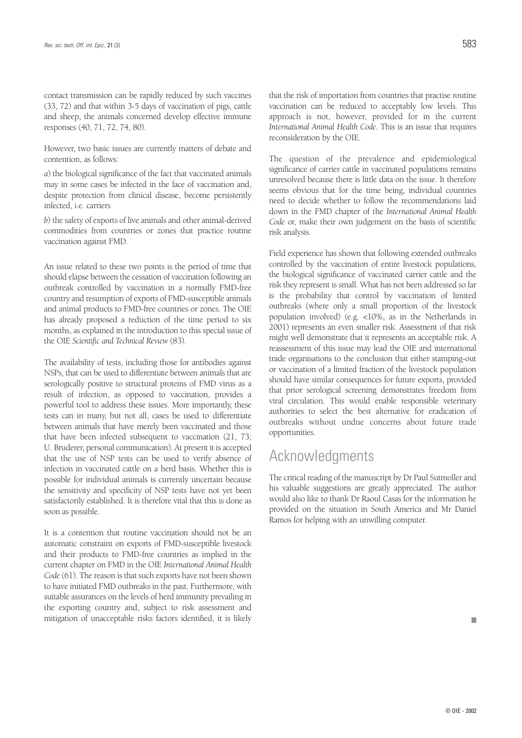contact transmission can be rapidly reduced by such vaccines (33, 72) and that within 3-5 days of vaccination of pigs, cattle and sheep, the animals concerned develop effective immune responses (40, 71, 72, 74, 80).

However, two basic issues are currently matters of debate and contention, as follows:

*a*) the biological significance of the fact that vaccinated animals may in some cases be infected in the face of vaccination and, despite protection from clinical disease, become persistently infected, i.e. carriers

*b*) the safety of exports of live animals and other animal-derived commodities from countries or zones that practice routine vaccination against FMD.

An issue related to these two points is the period of time that should elapse between the cessation of vaccination following an outbreak controlled by vaccination in a normally FMD-free country and resumption of exports of FMD-susceptible animals and animal products to FMD-free countries or zones. The OIE has already proposed a reduction of the time period to six months, as explained in the introduction to this special issue of the OIE *Scientific and Technical Review* (83).

The availability of tests, including those for antibodies against NSPs, that can be used to differentiate between animals that are serologically positive to structural proteins of FMD virus as a result of infection, as opposed to vaccination, provides a powerful tool to address these issues. More importantly, these tests can in many, but not all, cases be used to differentiate between animals that have merely been vaccinated and those that have been infected subsequent to vaccination (21, 73; U. Bruderer, personal communication). At present it is accepted that the use of NSP tests can be used to verify absence of infection in vaccinated cattle on a herd basis. Whether this is possible for individual animals is currently uncertain because the sensitivity and specificity of NSP tests have not yet been satisfactorily established. It is therefore vital that this is done as soon as possible.

It is a contention that routine vaccination should not be an automatic constraint on exports of FMD-susceptible livestock and their products to FMD-free countries as implied in the current chapter on FMD in the OIE *International Animal Health Code* (61). The reason is that such exports have not been shown to have initiated FMD outbreaks in the past. Furthermore, with suitable assurances on the levels of herd immunity prevailing in the exporting country and, subject to risk assessment and mitigation of unacceptable risks factors identified, it is likely that the risk of importation from countries that practise routine vaccination can be reduced to acceptably low levels. This approach is not, however, provided for in the current *International Animal Health Code*. This is an issue that requires reconsideration by the OIE.

The question of the prevalence and epidemiological significance of carrier cattle in vaccinated populations remains unresolved because there is little data on the issue. It therefore seems obvious that for the time being, individual countries need to decide whether to follow the recommendations laid down in the FMD chapter of the *International Animal Health Code* or, make their own judgement on the basis of scientific risk analysis.

Field experience has shown that following extended outbreaks controlled by the vaccination of entire livestock populations, the biological significance of vaccinated carrier cattle and the risk they represent is small. What has not been addressed so far is the probability that control by vaccination of limited outbreaks (where only a small proportion of the livestock population involved) (e.g. <10%, as in the Netherlands in 2001) represents an even smaller risk. Assessment of that risk might well demonstrate that it represents an acceptable risk. A reassessment of this issue may lead the OIE and international trade organisations to the conclusion that either stamping-out or vaccination of a limited fraction of the livestock population should have similar consequences for future exports, provided that prior serological screening demonstrates freedom from viral circulation. This would enable responsible veterinary authorities to select the best alternative for eradication of outbreaks without undue concerns about future trade opportunities.

## Acknowledgments

The critical reading of the manuscript by Dr Paul Sutmoller and his valuable suggestions are greatly appreciated. The author would also like to thank Dr Raoul Casas for the information he provided on the situation in South America and Mr Daniel Ramos for helping with an unwilling computer.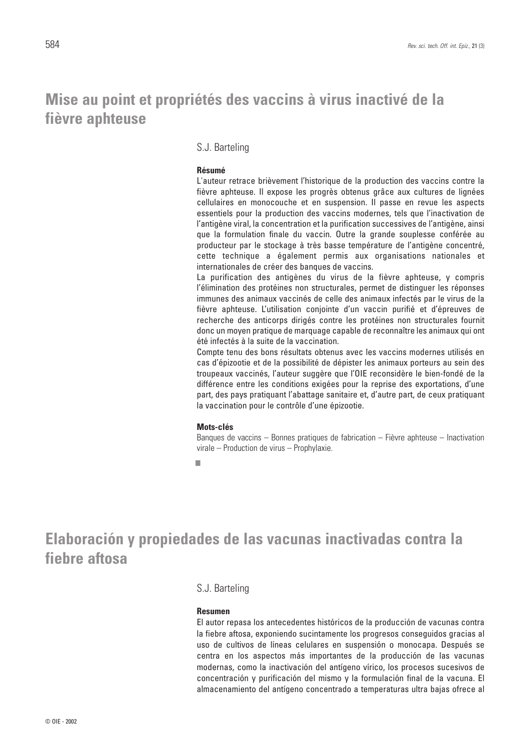# Mise au point et propriétés des vaccins à virus inactivé de la fièvre aphteuse

S.J. Barteling

**Résumé**

L'auteur retrace brièvement l'historique de la production des vaccins contre la fièvre aphteuse. Il expose les progrès obtenus grâce aux cultures de lignées cellulaires en monocouche et en suspension. Il passe en revue les aspects essentiels pour la production des vaccins modernes, tels que l'inactivation de l'antigène viral, la concentration et la purification successives de l'antigène, ainsi que la formulation finale du vaccin. Outre la grande souplesse conférée au producteur par le stockage à très basse température de l'antigène concentré, cette technique a également permis aux organisations nationales et internationales de créer des banques de vaccins.

La purification des antigènes du virus de la fièvre aphteuse, y compris l'élimination des protéines non structurales, permet de distinguer les réponses immunes des animaux vaccinés de celle des animaux infectés par le virus de la fièvre aphteuse. L'utilisation conjointe d'un vaccin purifié et d'épreuves de recherche des anticorps dirigés contre les protéines non structurales fournit donc un moyen pratique de marquage capable de reconnaître les animaux qui ont été infectés à la suite de la vaccination.

Compte tenu des bons résultats obtenus avec les vaccins modernes utilisés en cas d'épizootie et de la possibilité de dépister les animaux porteurs au sein des troupeaux vaccinés, l'auteur suggère que l'OIE reconsidère le bien-fondé de la différence entre les conditions exigées pour la reprise des exportations, d'une part, des pays pratiquant l'abattage sanitaire et, d'autre part, de ceux pratiquant la vaccination pour le contrôle d'une épizootie.

**Mots-clés**

Banques de vaccins – Bonnes pratiques de fabrication – Fièvre aphteuse – Inactivation virale – Production de virus – Prophylaxie.

■

# Elaboración y propiedades de las vacunas inactivadas contra la fiebre aftosa

S.J. Barteling

**Resumen**

El autor repasa los antecedentes históricos de la producción de vacunas contra la fiebre aftosa, exponiendo sucintamente los progresos conseguidos gracias al uso de cultivos de líneas celulares en suspensión o monocapa. Después se centra en los aspectos más importantes de la producción de las vacunas modernas, como la inactivación del antígeno vírico, los procesos sucesivos de concentración y purificación del mismo y la formulación final de la vacuna. El almacenamiento del antígeno concentrado a temperaturas ultra bajas ofrece al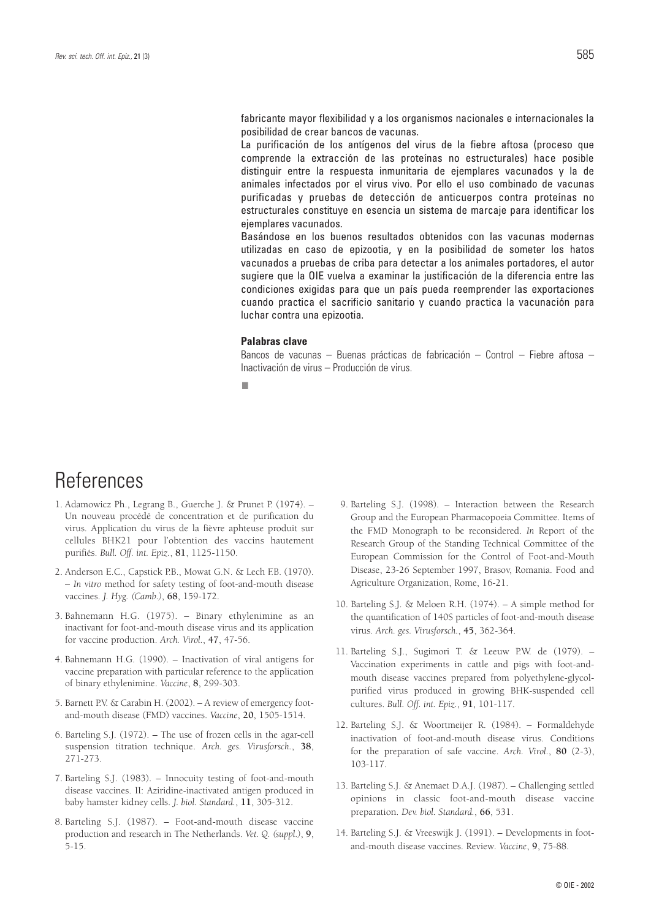fabricante mayor flexibilidad y a los organismos nacionales e internacionales la posibilidad de crear bancos de vacunas.

La purificación de los antígenos del virus de la fiebre aftosa (proceso que comprende la extracción de las proteínas no estructurales) hace posible distinguir entre la respuesta inmunitaria de ejemplares vacunados y la de animales infectados por el virus vivo. Por ello el uso combinado de vacunas purificadas y pruebas de detección de anticuerpos contra proteínas no estructurales constituye en esencia un sistema de marcaje para identificar los ejemplares vacunados.

Basándose en los buenos resultados obtenidos con las vacunas modernas utilizadas en caso de epizootia, y en la posibilidad de someter los hatos vacunados a pruebas de criba para detectar a los animales portadores, el autor sugiere que la OIE vuelva a examinar la justificación de la diferencia entre las condiciones exigidas para que un país pueda reemprender las exportaciones cuando practica el sacrificio sanitario y cuando practica la vacunación para luchar contra una epizootia.

**Palabras clave**

Bancos de vacunas – Buenas prácticas de fabricación – Control – Fiebre aftosa – Inactivación de virus – Producción de virus.

■

# References

1. Adamowicz Ph., Legrang B., Guerche J. & Prunet P. (1974). – Un nouveau procédé de concentration et de purification du virus. Application du virus de la fièvre aphteuse produit sur cellules BHK21 pour l'obtention des vaccins hautement purifiés. *Bull. Off. int. Epiz.*, **81**, 1125-1150.
2. Anderson E.C., Capstick P.B., Mowat G.N. & Lech F.B. (1970). – *In vitro* method for safety testing of foot-and-mouth disease vaccines. *J. Hyg. (Camb.)*, **68**, 159-172.
3. Bahnemann H.G. (1975). – Binary ethylenimine as an inactivant for foot-and-mouth disease virus and its application for vaccine production. *Arch. Virol.*, **47**, 47-56.
4. Bahnemann H.G. (1990). – Inactivation of viral antigens for vaccine preparation with particular reference to the application of binary ethylenimine. *Vaccine*, **8**, 299-303.
5. Barnett P.V. & Carabin H. (2002). – A review of emergency foot-and-mouth disease (FMD) vaccines. *Vaccine*, **20**, 1505-1514.
6. Barteling S.J. (1972). – The use of frozen cells in the agar-cell suspension titration technique. *Arch. ges. Virusforsch.*, **38**, 271-273.
7. Barteling S.J. (1983). – Innocuity testing of foot-and-mouth disease vaccines. II: Aziridine-inactivated antigen produced in baby hamster kidney cells. *J. biol. Standard.*, **11**, 305-312.
8. Barteling S.J. (1987). – Foot-and-mouth disease vaccine production and research in The Netherlands. *Vet. Q. (suppl.)*, **9**, 5-15.
9. Barteling S.J. (1998). – Interaction between the Research Group and the European Pharmacopoeia Committee. Items of the FMD Monograph to be reconsidered. *In* Report of the Research Group of the Standing Technical Committee of the European Commission for the Control of Foot-and-Mouth Disease, 23-26 September 1997, Brasov, Romania. Food and Agriculture Organization, Rome, 16-21.
10. Barteling S.J. & Meloen R.H. (1974). – A simple method for the quantification of 140S particles of foot-and-mouth disease virus. *Arch. ges. Virusforsch.*, **45**, 362-364.
11. Barteling S.J., Sugimori T. & Leeuw P.W. de (1979). – Vaccination experiments in cattle and pigs with foot-and-mouth disease vaccines prepared from polyethylene-glycol-purified virus produced in growing BHK-suspended cell cultures. *Bull. Off. int. Epiz.*, **91**, 101-117.
12. Barteling S.J. & Woortmeijer R. (1984). – Formaldehyde inactivation of foot-and-mouth disease virus. Conditions for the preparation of safe vaccine. *Arch. Virol.*, **80** (2-3), 103-117.
13. Barteling S.J. & Anemaet D.A.J. (1987). – Challenging settled opinions in classic foot-and-mouth disease vaccine preparation. *Dev. biol. Standard.*, **66**, 531.
14. Barteling S.J. & Vreeswijk J. (1991). – Developments in foot-and-mouth disease vaccines. Review. *Vaccine*, **9**, 75-88.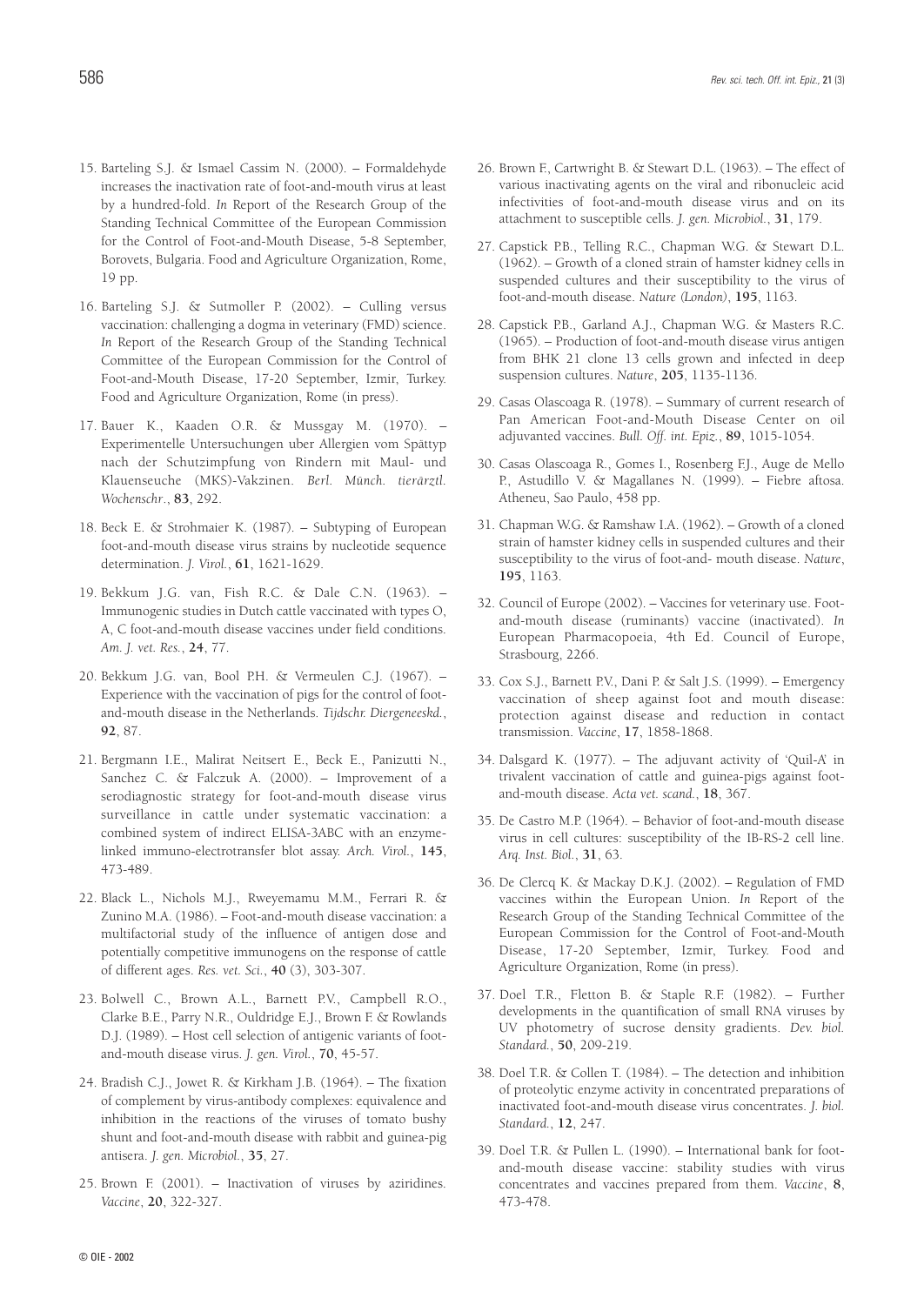15. Barteling S.J. & Ismael Cassim N. (2000). – Formaldehyde increases the inactivation rate of foot-and-mouth virus at least by a hundred-fold. *In* Report of the Research Group of the Standing Technical Committee of the European Commission for the Control of Foot-and-Mouth Disease, 5-8 September, Borovets, Bulgaria. Food and Agriculture Organization, Rome, 19 pp.

16. Barteling S.J. & Sutmoller P. (2002). – Culling versus vaccination: challenging a dogma in veterinary (FMD) science. *In* Report of the Research Group of the Standing Technical Committee of the European Commission for the Control of Foot-and-Mouth Disease, 17-20 September, Izmir, Turkey. Food and Agriculture Organization, Rome (in press).

17. Bauer K., Kaaden O.R. & Mussgay M. (1970). – Experimentelle Untersuchungen uber Allergien vom Spättyp nach der Schutzimpfung von Rindern mit Maul- und Klauenseuche (MKS)-Vakzinen. *Berl. Münch. tierärztl. Wochenschr.*, **83**, 292.

18. Beck E. & Strohmaier K. (1987). – Subtyping of European foot-and-mouth disease virus strains by nucleotide sequence determination. *J. Virol.*, **61**, 1621-1629.

19. Bekkum J.G. van, Fish R.C. & Dale C.N. (1963). – Immunogenic studies in Dutch cattle vaccinated with types O, A, C foot-and-mouth disease vaccines under field conditions. *Am. J. vet. Res.*, **24**, 77.

20. Bekkum J.G. van, Bool P.H. & Vermeulen C.J. (1967). – Experience with the vaccination of pigs for the control of foot-and-mouth disease in the Netherlands. *Tijdschr. Diergeneeskd.*, **92**, 87.

21. Bergmann I.E., Malirat Neitsert E., Beck E., Panizutti N., Sanchez C. & Falczuk A. (2000). – Improvement of a serodiagnostic strategy for foot-and-mouth disease virus surveillance in cattle under systematic vaccination: a combined system of indirect ELISA-3ABC with an enzyme-linked immuno-electrotransfer blot assay. *Arch. Virol.*, **145**, 473-489.

22. Black L., Nichols M.J., Rweyemamu M.M., Ferrari R. & Zunino M.A. (1986). – Foot-and-mouth disease vaccination: a multifactorial study of the influence of antigen dose and potentially competitive immunogens on the response of cattle of different ages. *Res. vet. Sci.*, **40** (3), 303-307.

23. Bolwell C., Brown A.L., Barnett P.V., Campbell R.O., Clarke B.E., Parry N.R., Ouldridge E.J., Brown F. & Rowlands D.J. (1989). – Host cell selection of antigenic variants of foot-and-mouth disease virus. *J. gen. Virol.*, **70**, 45-57.

24. Bradish C.J., Jowet R. & Kirkham J.B. (1964). – The fixation of complement by virus-antibody complexes: equivalence and inhibition in the reactions of the viruses of tomato bushy shunt and foot-and-mouth disease with rabbit and guinea-pig antisera. *J. gen. Microbiol.*, **35**, 27.

25. Brown F. (2001). – Inactivation of viruses by aziridines. *Vaccine*, **20**, 322-327.

26. Brown F., Cartwright B. & Stewart D.L. (1963). – The effect of various inactivating agents on the viral and ribonucleic acid infectivities of foot-and-mouth disease virus and on its attachment to susceptible cells. *J. gen. Microbiol.*, **31**, 179.

27. Capstick P.B., Telling R.C., Chapman W.G. & Stewart D.L. (1962). – Growth of a cloned strain of hamster kidney cells in suspended cultures and their susceptibility to the virus of foot-and-mouth disease. *Nature (London)*, **195**, 1163.

28. Capstick P.B., Garland A.J., Chapman W.G. & Masters R.C. (1965). – Production of foot-and-mouth disease virus antigen from BHK 21 clone 13 cells grown and infected in deep suspension cultures. *Nature*, **205**, 1135-1136.

29. Casas Olascoaga R. (1978). – Summary of current research of Pan American Foot-and-Mouth Disease Center on oil adjuvanted vaccines. *Bull. Off. int. Epiz.*, **89**, 1015-1054.

30. Casas Olascoaga R., Gomes I., Rosenberg F.J., Auge de Mello P., Astudillo V. & Magallanes N. (1999). – Fiebre aftosa. Atheneu, Sao Paulo, 458 pp.

31. Chapman W.G. & Ramshaw I.A. (1962). – Growth of a cloned strain of hamster kidney cells in suspended cultures and their susceptibility to the virus of foot-and- mouth disease. *Nature*, **195**, 1163.

32. Council of Europe (2002). – Vaccines for veterinary use. Foot-and-mouth disease (ruminants) vaccine (inactivated). *In* European Pharmacopoeia, 4th Ed. Council of Europe, Strasbourg, 2266.

33. Cox S.J., Barnett P.V., Dani P. & Salt J.S. (1999). – Emergency vaccination of sheep against foot and mouth disease: protection against disease and reduction in contact transmission. *Vaccine*, **17**, 1858-1868.

34. Dalsgard K. (1977). – The adjuvant activity of 'Quil-A' in trivalent vaccination of cattle and guinea-pigs against foot-and-mouth disease. *Acta vet. scand.*, **18**, 367.

35. De Castro M.P. (1964). – Behavior of foot-and-mouth disease virus in cell cultures: susceptibility of the IB-RS-2 cell line. *Arq. Inst. Biol.*, **31**, 63.

36. De Clercq K. & Mackay D.K.J. (2002). – Regulation of FMD vaccines within the European Union. *In* Report of the Research Group of the Standing Technical Committee of the European Commission for the Control of Foot-and-Mouth Disease, 17-20 September, Izmir, Turkey. Food and Agriculture Organization, Rome (in press).

37. Doel T.R., Fletton B. & Staple R.F. (1982). – Further developments in the quantification of small RNA viruses by UV photometry of sucrose density gradients. *Dev. biol. Standard.*, **50**, 209-219.

38. Doel T.R. & Collen T. (1984). – The detection and inhibition of proteolytic enzyme activity in concentrated preparations of inactivated foot-and-mouth disease virus concentrates. *J. biol. Standard.*, **12**, 247.

39. Doel T.R. & Pullen L. (1990). – International bank for foot-and-mouth disease vaccine: stability studies with virus concentrates and vaccines prepared from them. *Vaccine*, **8**, 473-478.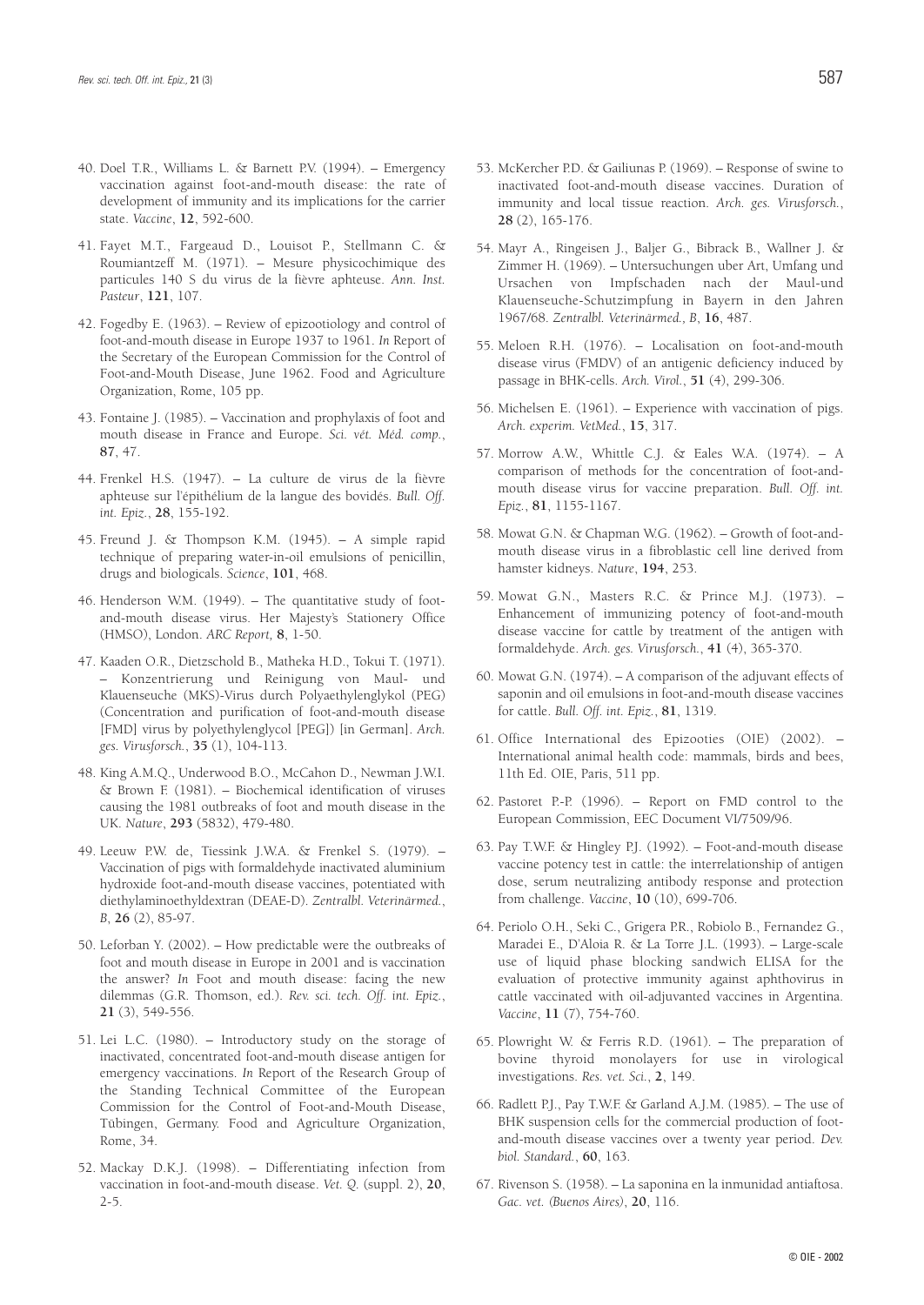40. Doel T.R., Williams L. & Barnett P.V. (1994). – Emergency vaccination against foot-and-mouth disease: the rate of development of immunity and its implications for the carrier state. *Vaccine*, **12**, 592-600.

41. Fayet M.T., Fargeaud D., Louisot P., Stellmann C. & Roumiantzeff M. (1971). – Mesure physicochimique des particules 140 S du virus de la fièvre aphteuse. *Ann. Inst. Pasteur*, **121**, 107.

42. Fogedby E. (1963). – Review of epizootiology and control of foot-and-mouth disease in Europe 1937 to 1961. *In* Report of the Secretary of the European Commission for the Control of Foot-and-Mouth Disease, June 1962. Food and Agriculture Organization, Rome, 105 pp.

43. Fontaine J. (1985). – Vaccination and prophylaxis of foot and mouth disease in France and Europe. *Sci. vét. Méd. comp.*, **87**, 47.

44. Frenkel H.S. (1947). – La culture de virus de la fièvre aphteuse sur l'épithélium de la langue des bovidés. *Bull. Off. int. Epiz.*, **28**, 155-192.

45. Freund J. & Thompson K.M. (1945). – A simple rapid technique of preparing water-in-oil emulsions of penicillin, drugs and biologicals. *Science*, **101**, 468.

46. Henderson W.M. (1949). – The quantitative study of foot-and-mouth disease virus. Her Majesty's Stationery Office (HMSO), London. *ARC Report,* **8**, 1-50.

47. Kaaden O.R., Dietzschold B., Matheka H.D., Tokui T. (1971). – Konzentrierung und Reinigung von Maul- und Klauenseuche (MKS)-Virus durch Polyaethylenglykol (PEG) (Concentration and purification of foot-and-mouth disease [FMD] virus by polyethylenglycol [PEG]) [in German]. *Arch. ges. Virusforsch.*, **35** (1), 104-113.

48. King A.M.Q., Underwood B.O., McCahon D., Newman J.W.I. & Brown F. (1981). – Biochemical identification of viruses causing the 1981 outbreaks of foot and mouth disease in the UK. *Nature*, **293** (5832), 479-480.

49. Leeuw P.W. de, Tiessink J.W.A. & Frenkel S. (1979). – Vaccination of pigs with formaldehyde inactivated aluminium hydroxide foot-and-mouth disease vaccines, potentiated with diethylaminoethyldextran (DEAE-D). *Zentralbl. Veterinärmed.*, *B*, **26** (2), 85-97.

50. Leforban Y. (2002). – How predictable were the outbreaks of foot and mouth disease in Europe in 2001 and is vaccination the answer? *In* Foot and mouth disease: facing the new dilemmas (G.R. Thomson, ed.). *Rev. sci. tech. Off. int. Epiz.*, **21** (3), 549-556.

51. Lei L.C. (1980). – Introductory study on the storage of inactivated, concentrated foot-and-mouth disease antigen for emergency vaccinations. *In* Report of the Research Group of the Standing Technical Committee of the European Commission for the Control of Foot-and-Mouth Disease, Tübingen, Germany. Food and Agriculture Organization, Rome, 34.

52. Mackay D.K.J. (1998). – Differentiating infection from vaccination in foot-and-mouth disease. *Vet. Q.* (suppl. 2), **20**, 2-5.

53. McKercher P.D. & Gailiunas P. (1969). – Response of swine to inactivated foot-and-mouth disease vaccines. Duration of immunity and local tissue reaction. *Arch. ges. Virusforsch.*, **28** (2), 165-176.

54. Mayr A., Ringeisen J., Baljer G., Bibrack B., Wallner J. & Zimmer H. (1969). – Untersuchungen uber Art, Umfang und Ursachen von Impfschaden nach der Maul-und Klauenseuche-Schutzimpfung in Bayern in den Jahren 1967/68. *Zentralbl. Veterinärmed., B*, **16**, 487.

55. Meloen R.H. (1976). – Localisation on foot-and-mouth disease virus (FMDV) of an antigenic deficiency induced by passage in BHK-cells. *Arch. Virol.*, **51** (4), 299-306.

56. Michelsen E. (1961). – Experience with vaccination of pigs. *Arch. experim. VetMed.*, **15**, 317.

57. Morrow A.W., Whittle C.J. & Eales W.A. (1974). – A comparison of methods for the concentration of foot-and-mouth disease virus for vaccine preparation. *Bull. Off. int. Epiz.*, **81**, 1155-1167.

58. Mowat G.N. & Chapman W.G. (1962). – Growth of foot-and-mouth disease virus in a fibroblastic cell line derived from hamster kidneys. *Nature*, **194**, 253.

59. Mowat G.N., Masters R.C. & Prince M.J. (1973). – Enhancement of immunizing potency of foot-and-mouth disease vaccine for cattle by treatment of the antigen with formaldehyde. *Arch. ges. Virusforsch.*, **41** (4), 365-370.

60. Mowat G.N. (1974). – A comparison of the adjuvant effects of saponin and oil emulsions in foot-and-mouth disease vaccines for cattle. *Bull. Off. int. Epiz.*, **81**, 1319.

61. Office International des Epizooties (OIE) (2002). – International animal health code: mammals, birds and bees, 11th Ed. OIE, Paris, 511 pp.

62. Pastoret P.-P. (1996). – Report on FMD control to the European Commission, EEC Document VI/7509/96.

63. Pay T.W.F. & Hingley P.J. (1992). – Foot-and-mouth disease vaccine potency test in cattle: the interrelationship of antigen dose, serum neutralizing antibody response and protection from challenge. *Vaccine*, **10** (10), 699-706.

64. Periolo O.H., Seki C., Grigera P.R., Robiolo B., Fernandez G., Maradei E., D'Aloia R. & La Torre J.L. (1993). – Large-scale use of liquid phase blocking sandwich ELISA for the evaluation of protective immunity against aphthovirus in cattle vaccinated with oil-adjuvanted vaccines in Argentina. *Vaccine*, **11** (7), 754-760.

65. Plowright W. & Ferris R.D. (1961). – The preparation of bovine thyroid monolayers for use in virological investigations. *Res. vet. Sci.*, **2**, 149.

66. Radlett P.J., Pay T.W.F. & Garland A.J.M. (1985). – The use of BHK suspension cells for the commercial production of foot-and-mouth disease vaccines over a twenty year period. *Dev. biol. Standard.*, **60**, 163.

67. Rivenson S. (1958). – La saponina en la inmunidad antiaftosa. *Gac. vet. (Buenos Aires)*, **20**, 116.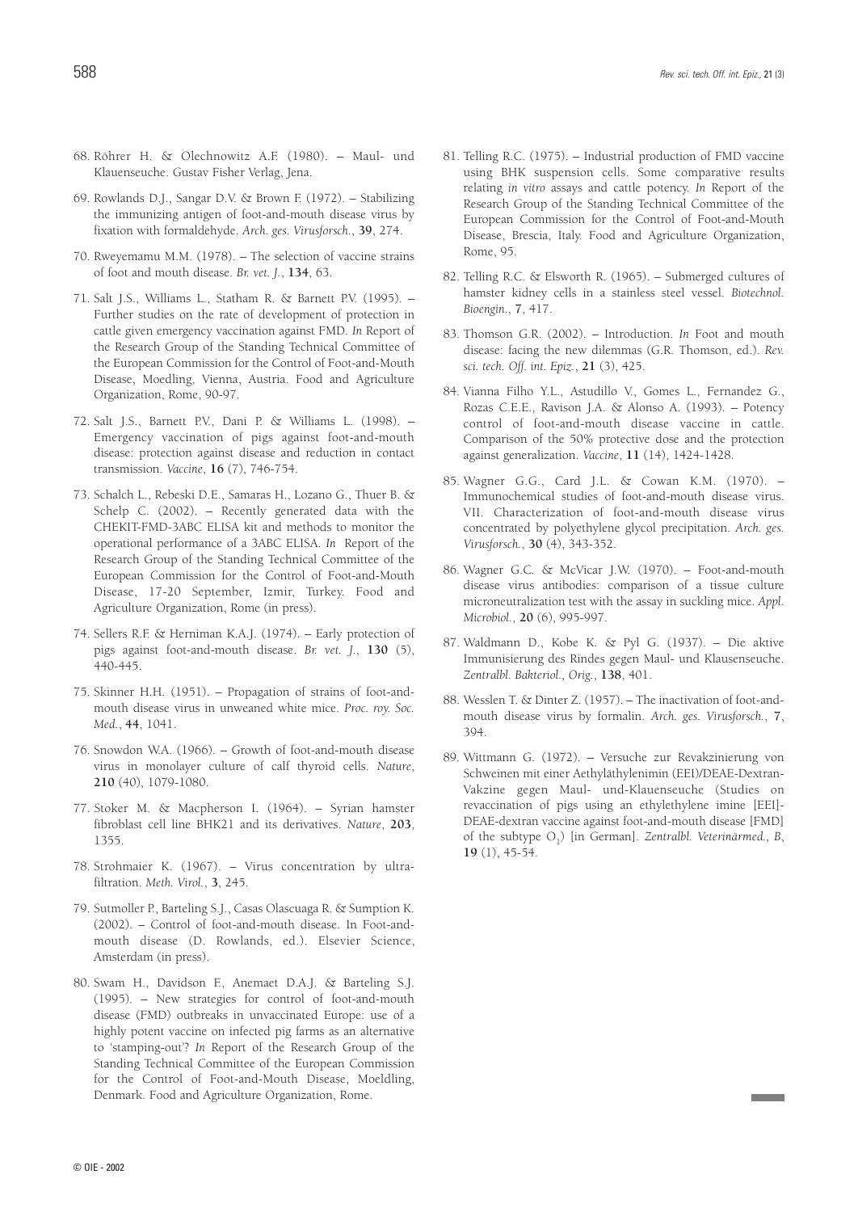68. Röhrer H. & Olechnowitz A.F. (1980). – Maul- und Klauenseuche. Gustav Fisher Verlag, Jena.

69. Rowlands D.J., Sangar D.V. & Brown F. (1972). – Stabilizing the immunizing antigen of foot-and-mouth disease virus by fixation with formaldehyde. *Arch. ges. Virusforsch.*, **39**, 274.

70. Rweyemamu M.M. (1978). – The selection of vaccine strains of foot and mouth disease. *Br. vet. J.*, **134**, 63.

71. Salt J.S., Williams L., Statham R. & Barnett P.V. (1995). – Further studies on the rate of development of protection in cattle given emergency vaccination against FMD. *In* Report of the Research Group of the Standing Technical Committee of the European Commission for the Control of Foot-and-Mouth Disease, Moedling, Vienna, Austria. Food and Agriculture Organization, Rome, 90-97.

72. Salt J.S., Barnett P.V., Dani P. & Williams L. (1998). – Emergency vaccination of pigs against foot-and-mouth disease: protection against disease and reduction in contact transmission. *Vaccine*, **16** (7), 746-754.

73. Schalch L., Rebeski D.E., Samaras H., Lozano G., Thuer B. & Schelp C. (2002). – Recently generated data with the CHEKIT-FMD-3ABC ELISA kit and methods to monitor the operational performance of a 3ABC ELISA. *In* Report of the Research Group of the Standing Technical Committee of the European Commission for the Control of Foot-and-Mouth Disease, 17-20 September, Izmir, Turkey. Food and Agriculture Organization, Rome (in press).

74. Sellers R.F. & Herniman K.A.J. (1974). – Early protection of pigs against foot-and-mouth disease. *Br. vet. J.*, **130** (5), 440-445.

75. Skinner H.H. (1951). – Propagation of strains of foot-and-mouth disease virus in unweaned white mice. *Proc. roy. Soc. Med.*, **44**, 1041.

76. Snowdon W.A. (1966). – Growth of foot-and-mouth disease virus in monolayer culture of calf thyroid cells. *Nature*, **210** (40), 1079-1080.

77. Stoker M. & Macpherson I. (1964). – Syrian hamster fibroblast cell line BHK21 and its derivatives. *Nature*, **203**, 1355.

78. Strohmaier K. (1967). – Virus concentration by ultrafiltration. *Meth. Virol.*, **3**, 245.

79. Sutmoller P., Barteling S.J., Casas Olascuaga R. & Sumption K. (2002). – Control of foot-and-mouth disease. In Foot-and-mouth disease (D. Rowlands, ed.). Elsevier Science, Amsterdam (in press).

80. Swam H., Davidson F., Anemaet D.A.J. & Barteling S.J. (1995). – New strategies for control of foot-and-mouth disease (FMD) outbreaks in unvaccinated Europe: use of a highly potent vaccine on infected pig farms as an alternative to 'stamping-out'? *In* Report of the Research Group of the Standing Technical Committee of the European Commission for the Control of Foot-and-Mouth Disease, Moeldling, Denmark. Food and Agriculture Organization, Rome.

81. Telling R.C. (1975). – Industrial production of FMD vaccine using BHK suspension cells. Some comparative results relating *in vitro* assays and cattle potency. *In* Report of the Research Group of the Standing Technical Committee of the European Commission for the Control of Foot-and-Mouth Disease, Brescia, Italy. Food and Agriculture Organization, Rome, 95.

82. Telling R.C. & Elsworth R. (1965). – Submerged cultures of hamster kidney cells in a stainless steel vessel. *Biotechnol. Bioengin.*, **7**, 417.

83. Thomson G.R. (2002). – Introduction. *In* Foot and mouth disease: facing the new dilemmas (G.R. Thomson, ed.). *Rev. sci. tech. Off. int. Epiz.*, **21** (3), 425.

84. Vianna Filho Y.L., Astudillo V., Gomes L., Fernandez G., Rozas C.E.E., Ravison J.A. & Alonso A. (1993). – Potency control of foot-and-mouth disease vaccine in cattle. Comparison of the 50% protective dose and the protection against generalization. *Vaccine*, **11** (14), 1424-1428.

85. Wagner G.G., Card J.L. & Cowan K.M. (1970). – Immunochemical studies of foot-and-mouth disease virus. VII. Characterization of foot-and-mouth disease virus concentrated by polyethylene glycol precipitation. *Arch. ges. Virusforsch.*, **30** (4), 343-352.

86. Wagner G.C. & McVicar J.W. (1970). – Foot-and-mouth disease virus antibodies: comparison of a tissue culture microneutralization test with the assay in suckling mice. *Appl. Microbiol.*, **20** (6), 995-997.

87. Waldmann D., Kobe K. & Pyl G. (1937). – Die aktive Immunisierung des Rindes gegen Maul- und Klausenseuche. *Zentralbl. Bakteriol., Orig.*, **138**, 401.

88. Wesslen T. & Dinter Z. (1957). – The inactivation of foot-and-mouth disease virus by formalin. *Arch. ges. Virusforsch.*, **7**, 394.

89. Wittmann G. (1972). – Versuche zur Revakzinierung von Schweinen mit einer Aethyläthylenimin (EEI)/DEAE-Dextran-Vakzine gegen Maul- und-Klauenseuche (Studies on revaccination of pigs using an ethylethylene imine [EEI]-DEAE-dextran vaccine against foot-and-mouth disease [FMD] of the subtype $O_1$) [in German]. *Zentralbl. Veterinärmed., B*, **19** (1), 45-54.